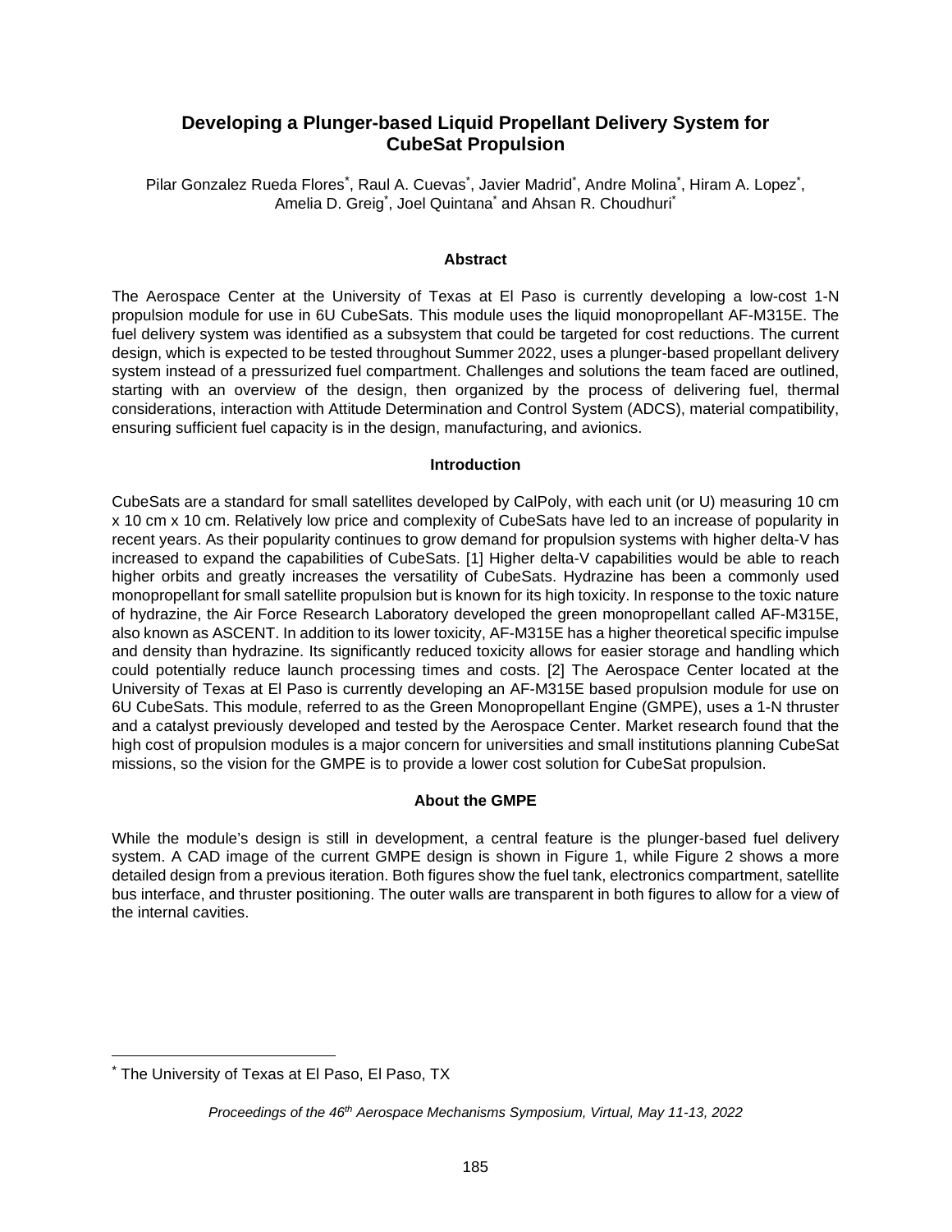# Developing a Plunger-based Liquid Propellant Delivery System for CubeSat Propulsion

Pilar Gonzalez Rueda Flores[*], Raul A. Cuevas[*], Javier Madrid[*], Andre Molina[*], Hiram A. Lopez[*], Amelia D. Greig[*], Joel Quintana[*] and Ahsan R. Choudhuri[*]

## Abstract

The Aerospace Center at the University of Texas at El Paso is currently developing a low-cost 1-N propulsion module for use in 6U CubeSats. This module uses the liquid monopropellant AF-M315E. The fuel delivery system was identified as a subsystem that could be targeted for cost reductions. The current design, which is expected to be tested throughout Summer 2022, uses a plunger-based propellant delivery system instead of a pressurized fuel compartment. Challenges and solutions the team faced are outlined, starting with an overview of the design, then organized by the process of delivering fuel, thermal considerations, interaction with Attitude Determination and Control System (ADCS), material compatibility, ensuring sufficient fuel capacity is in the design, manufacturing, and avionics.

## Introduction

CubeSats are a standard for small satellites developed by CalPoly, with each unit (or U) measuring 10 cm x 10 cm x 10 cm. Relatively low price and complexity of CubeSats have led to an increase of popularity in recent years. As their popularity continues to grow demand for propulsion systems with higher delta-V has increased to expand the capabilities of CubeSats. [1] Higher delta-V capabilities would be able to reach higher orbits and greatly increases the versatility of CubeSats. Hydrazine has been a commonly used monopropellant for small satellite propulsion but is known for its high toxicity. In response to the toxic nature of hydrazine, the Air Force Research Laboratory developed the green monopropellant called AF-M315E, also known as ASCENT. In addition to its lower toxicity, AF-M315E has a higher theoretical specific impulse and density than hydrazine. Its significantly reduced toxicity allows for easier storage and handling which could potentially reduce launch processing times and costs. [2] The Aerospace Center located at the University of Texas at El Paso is currently developing an AF-M315E based propulsion module for use on 6U CubeSats. This module, referred to as the Green Monopropellant Engine (GMPE), uses a 1-N thruster and a catalyst previously developed and tested by the Aerospace Center. Market research found that the high cost of propulsion modules is a major concern for universities and small institutions planning CubeSat missions, so the vision for the GMPE is to provide a lower cost solution for CubeSat propulsion.

## About the GMPE

While the module's design is still in development, a central feature is the plunger-based fuel delivery system. A CAD image of the current GMPE design is shown in Figure 1, while Figure 2 shows a more detailed design from a previous iteration. Both figures show the fuel tank, electronics compartment, satellite bus interface, and thruster positioning. The outer walls are transparent in both figures to allow for a view of the internal cavities.

---

[*] The University of Texas at El Paso, El Paso, TX

*Proceedings of the 46th Aerospace Mechanisms Symposium, Virtual, May 11-13, 2022*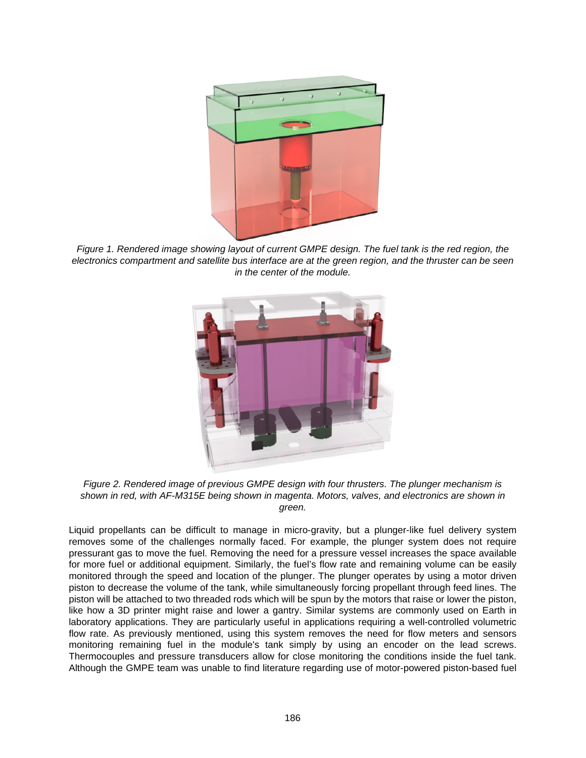*Figure 1. Rendered image showing layout of current GMPE design. The fuel tank is the red region, the electronics compartment and satellite bus interface are at the green region, and the thruster can be seen in the center of the module.*

*Figure 2. Rendered image of previous GMPE design with four thrusters. The plunger mechanism is shown in red, with AF-M315E being shown in magenta. Motors, valves, and electronics are shown in green.*

Liquid propellants can be difficult to manage in micro-gravity, but a plunger-like fuel delivery system removes some of the challenges normally faced. For example, the plunger system does not require pressurant gas to move the fuel. Removing the need for a pressure vessel increases the space available for more fuel or additional equipment. Similarly, the fuel's flow rate and remaining volume can be easily monitored through the speed and location of the plunger. The plunger operates by using a motor driven piston to decrease the volume of the tank, while simultaneously forcing propellant through feed lines. The piston will be attached to two threaded rods which will be spun by the motors that raise or lower the piston, like how a 3D printer might raise and lower a gantry. Similar systems are commonly used on Earth in laboratory applications. They are particularly useful in applications requiring a well-controlled volumetric flow rate. As previously mentioned, using this system removes the need for flow meters and sensors monitoring remaining fuel in the module's tank simply by using an encoder on the lead screws. Thermocouples and pressure transducers allow for close monitoring the conditions inside the fuel tank. Although the GMPE team was unable to find literature regarding use of motor-powered piston-based fuel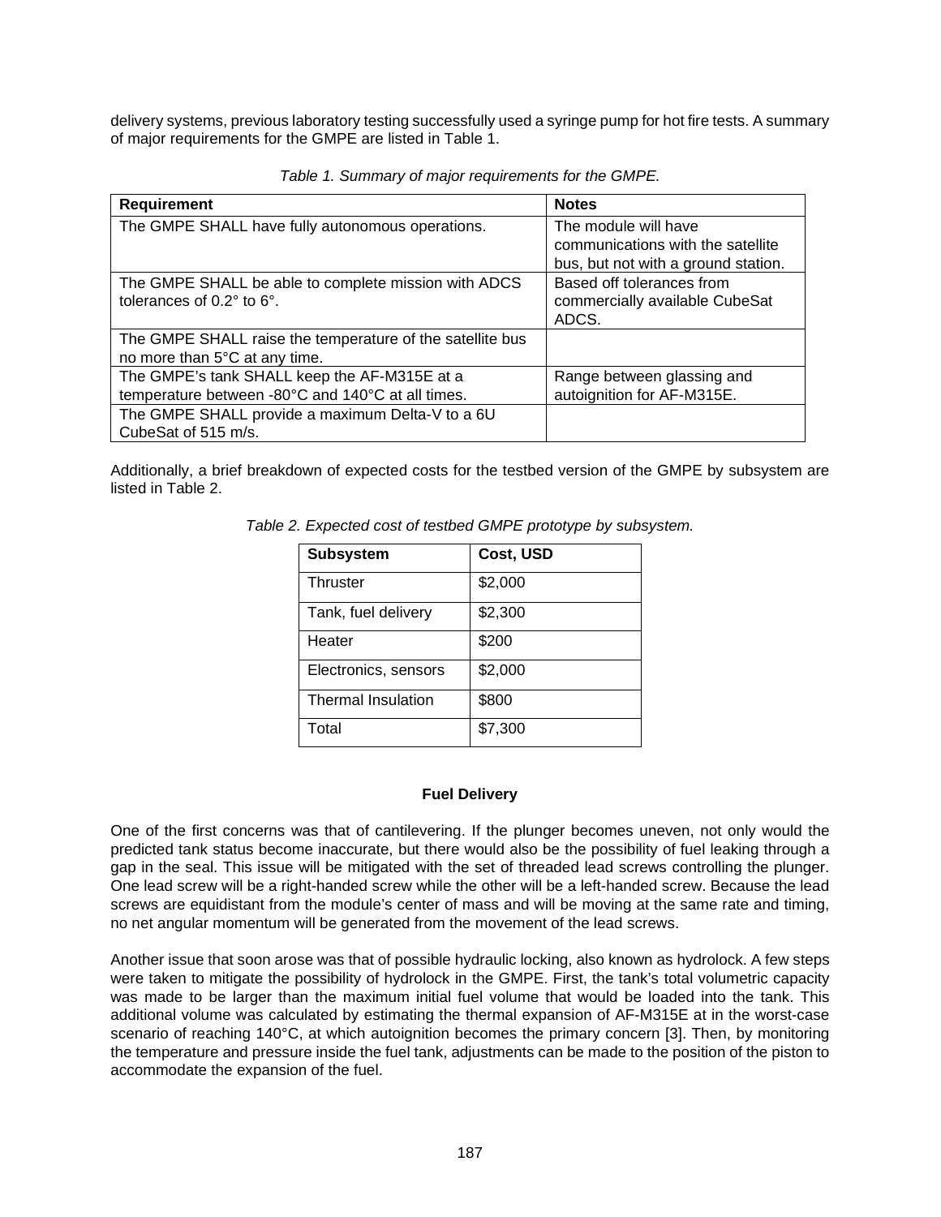delivery systems, previous laboratory testing successfully used a syringe pump for hot fire tests. A summary of major requirements for the GMPE are listed in Table 1.

*Table 1. Summary of major requirements for the GMPE.*

| Requirement | Notes |
|---|---|
| The GMPE SHALL have fully autonomous operations. | The module will have communications with the satellite bus, but not with a ground station. |
| The GMPE SHALL be able to complete mission with ADCS tolerances of 0.2° to 6°. | Based off tolerances from commercially available CubeSat ADCS. |
| The GMPE SHALL raise the temperature of the satellite bus no more than 5°C at any time. | |
| The GMPE's tank SHALL keep the AF-M315E at a temperature between -80°C and 140°C at all times. | Range between glassing and autoignition for AF-M315E. |
| The GMPE SHALL provide a maximum Delta-V to a 6U CubeSat of 515 m/s. | |

Additionally, a brief breakdown of expected costs for the testbed version of the GMPE by subsystem are listed in Table 2.

*Table 2. Expected cost of testbed GMPE prototype by subsystem.*

| Subsystem | Cost, USD |
|---|---|
| Thruster | $2,000 |
| Tank, fuel delivery | $2,300 |
| Heater | $200 |
| Electronics, sensors | $2,000 |
| Thermal Insulation | $800 |
| Total | $7,300 |

### Fuel Delivery

One of the first concerns was that of cantilevering. If the plunger becomes uneven, not only would the predicted tank status become inaccurate, but there would also be the possibility of fuel leaking through a gap in the seal. This issue will be mitigated with the set of threaded lead screws controlling the plunger. One lead screw will be a right-handed screw while the other will be a left-handed screw. Because the lead screws are equidistant from the module's center of mass and will be moving at the same rate and timing, no net angular momentum will be generated from the movement of the lead screws.

Another issue that soon arose was that of possible hydraulic locking, also known as hydrolock. A few steps were taken to mitigate the possibility of hydrolock in the GMPE. First, the tank's total volumetric capacity was made to be larger than the maximum initial fuel volume that would be loaded into the tank. This additional volume was calculated by estimating the thermal expansion of AF-M315E at in the worst-case scenario of reaching 140°C, at which autoignition becomes the primary concern [3]. Then, by monitoring the temperature and pressure inside the fuel tank, adjustments can be made to the position of the piston to accommodate the expansion of the fuel.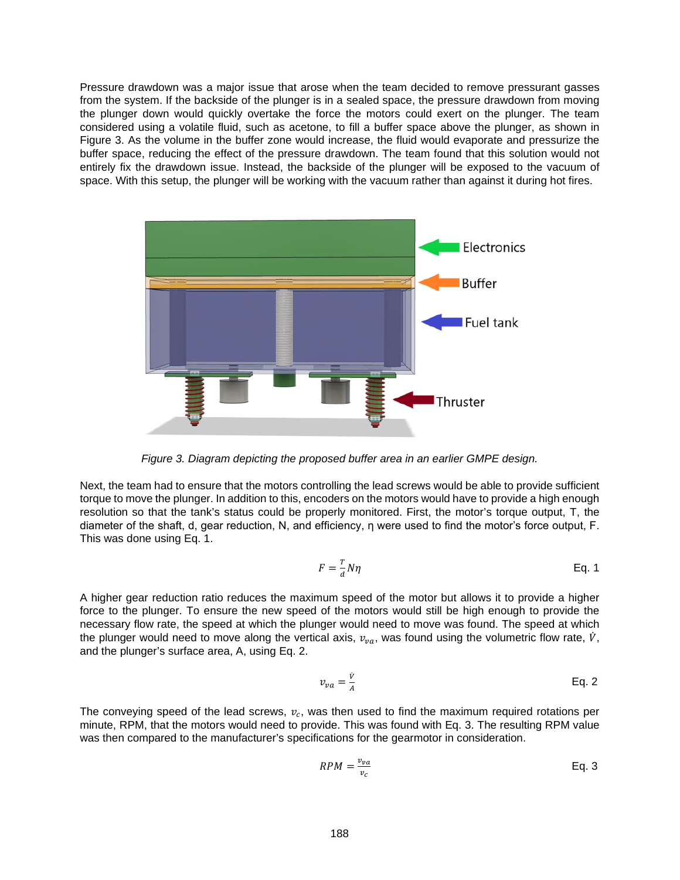Pressure drawdown was a major issue that arose when the team decided to remove pressurant gasses from the system. If the backside of the plunger is in a sealed space, the pressure drawdown from moving the plunger down would quickly overtake the force the motors could exert on the plunger. The team considered using a volatile fluid, such as acetone, to fill a buffer space above the plunger, as shown in Figure 3. As the volume in the buffer zone would increase, the fluid would evaporate and pressurize the buffer space, reducing the effect of the pressure drawdown. The team found that this solution would not entirely fix the drawdown issue. Instead, the backside of the plunger will be exposed to the vacuum of space. With this setup, the plunger will be working with the vacuum rather than against it during hot fires.

*Figure 3. Diagram depicting the proposed buffer area in an earlier GMPE design.*

Next, the team had to ensure that the motors controlling the lead screws would be able to provide sufficient torque to move the plunger. In addition to this, encoders on the motors would have to provide a high enough resolution so that the tank's status could be properly monitored. First, the motor's torque output, T, the diameter of the shaft, d, gear reduction, N, and efficiency, η were used to find the motor's force output, F. This was done using Eq. 1.

$$F = \frac{T}{d} N \eta \qquad \text{Eq. 1}$$

A higher gear reduction ratio reduces the maximum speed of the motor but allows it to provide a higher force to the plunger. To ensure the new speed of the motors would still be high enough to provide the necessary flow rate, the speed at which the plunger would need to move was found. The speed at which the plunger would need to move along the vertical axis, $v_{va}$, was found using the volumetric flow rate, $\dot{V}$, and the plunger's surface area, A, using Eq. 2.

$$v_{va} = \frac{\dot{V}}{A} \qquad \text{Eq. 2}$$

The conveying speed of the lead screws, $v_c$, was then used to find the maximum required rotations per minute, RPM, that the motors would need to provide. This was found with Eq. 3. The resulting RPM value was then compared to the manufacturer's specifications for the gearmotor in consideration.

$$RPM = \frac{v_{va}}{v_c} \qquad \text{Eq. 3}$$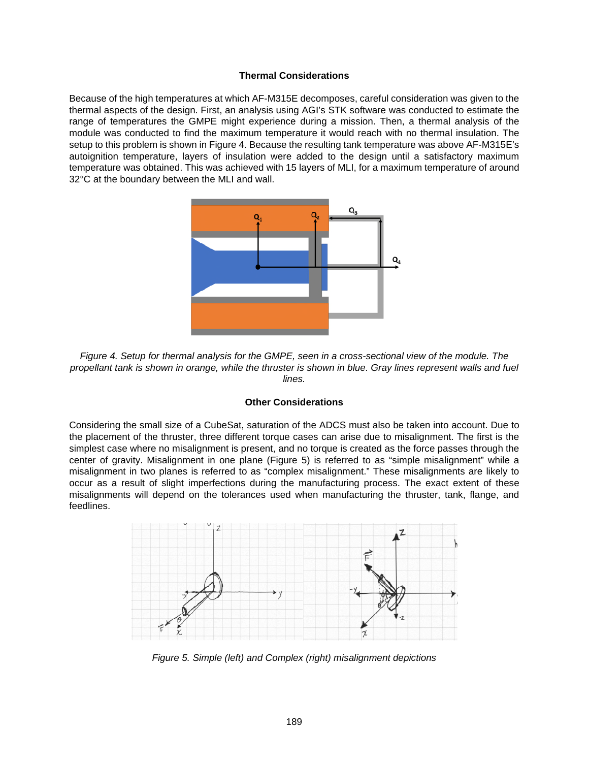### Thermal Considerations

Because of the high temperatures at which AF-M315E decomposes, careful consideration was given to the thermal aspects of the design. First, an analysis using AGI's STK software was conducted to estimate the range of temperatures the GMPE might experience during a mission. Then, a thermal analysis of the module was conducted to find the maximum temperature it would reach with no thermal insulation. The setup to this problem is shown in Figure 4. Because the resulting tank temperature was above AF-M315E's autoignition temperature, layers of insulation were added to the design until a satisfactory maximum temperature was obtained. This was achieved with 15 layers of MLI, for a maximum temperature of around 32°C at the boundary between the MLI and wall.

*Figure 4. Setup for thermal analysis for the GMPE, seen in a cross-sectional view of the module. The propellant tank is shown in orange, while the thruster is shown in blue. Gray lines represent walls and fuel lines.*

### Other Considerations

Considering the small size of a CubeSat, saturation of the ADCS must also be taken into account. Due to the placement of the thruster, three different torque cases can arise due to misalignment. The first is the simplest case where no misalignment is present, and no torque is created as the force passes through the center of gravity. Misalignment in one plane (Figure 5) is referred to as "simple misalignment" while a misalignment in two planes is referred to as "complex misalignment." These misalignments are likely to occur as a result of slight imperfections during the manufacturing process. The exact extent of these misalignments will depend on the tolerances used when manufacturing the thruster, tank, flange, and feedlines.

*Figure 5. Simple (left) and Complex (right) misalignment depictions*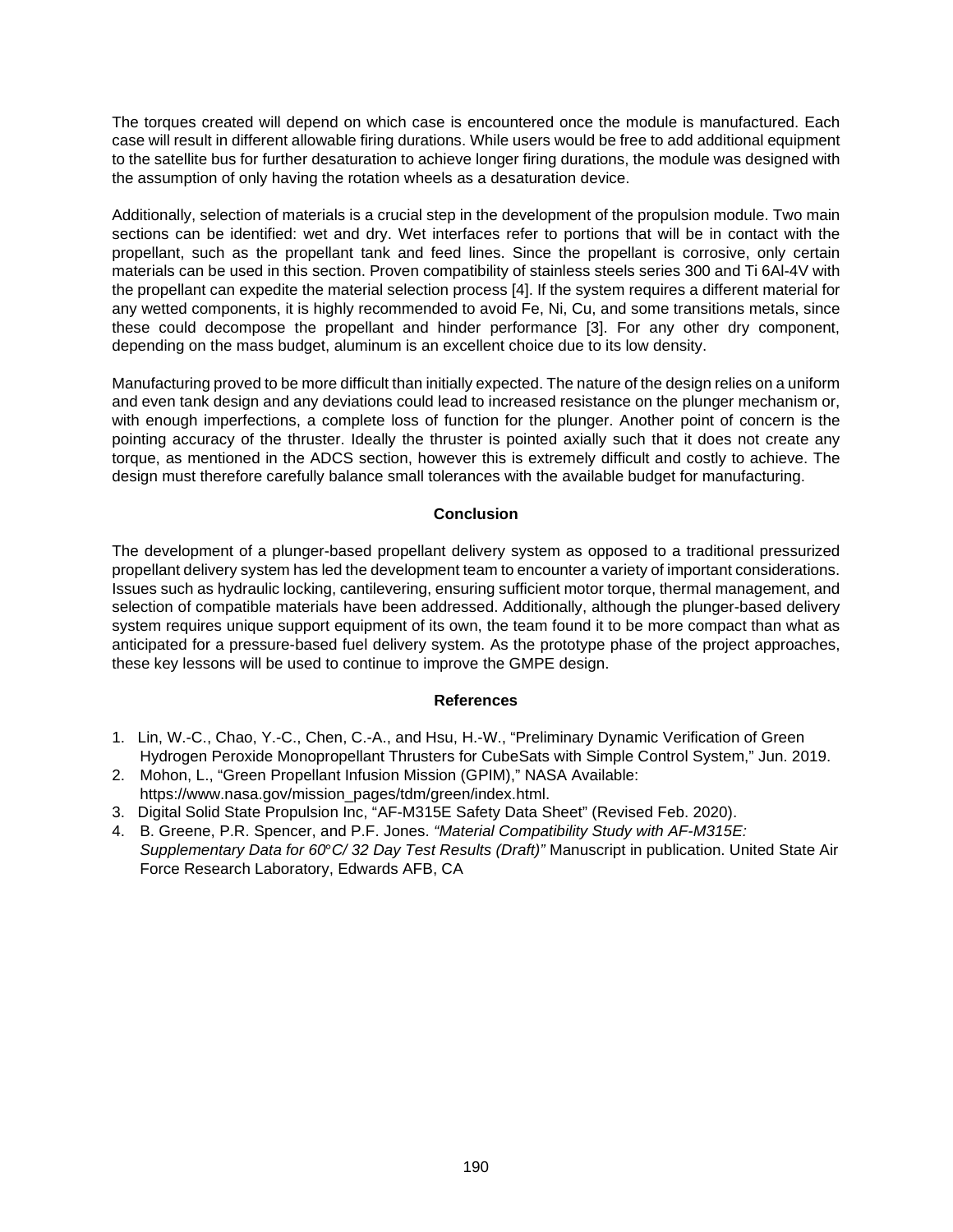The torques created will depend on which case is encountered once the module is manufactured. Each case will result in different allowable firing durations. While users would be free to add additional equipment to the satellite bus for further desaturation to achieve longer firing durations, the module was designed with the assumption of only having the rotation wheels as a desaturation device.

Additionally, selection of materials is a crucial step in the development of the propulsion module. Two main sections can be identified: wet and dry. Wet interfaces refer to portions that will be in contact with the propellant, such as the propellant tank and feed lines. Since the propellant is corrosive, only certain materials can be used in this section. Proven compatibility of stainless steels series 300 and Ti 6Al-4V with the propellant can expedite the material selection process [4]. If the system requires a different material for any wetted components, it is highly recommended to avoid Fe, Ni, Cu, and some transitions metals, since these could decompose the propellant and hinder performance [3]. For any other dry component, depending on the mass budget, aluminum is an excellent choice due to its low density.

Manufacturing proved to be more difficult than initially expected. The nature of the design relies on a uniform and even tank design and any deviations could lead to increased resistance on the plunger mechanism or, with enough imperfections, a complete loss of function for the plunger. Another point of concern is the pointing accuracy of the thruster. Ideally the thruster is pointed axially such that it does not create any torque, as mentioned in the ADCS section, however this is extremely difficult and costly to achieve. The design must therefore carefully balance small tolerances with the available budget for manufacturing.

## Conclusion

The development of a plunger-based propellant delivery system as opposed to a traditional pressurized propellant delivery system has led the development team to encounter a variety of important considerations. Issues such as hydraulic locking, cantilevering, ensuring sufficient motor torque, thermal management, and selection of compatible materials have been addressed. Additionally, although the plunger-based delivery system requires unique support equipment of its own, the team found it to be more compact than what as anticipated for a pressure-based fuel delivery system. As the prototype phase of the project approaches, these key lessons will be used to continue to improve the GMPE design.

## References

1. Lin, W.-C., Chao, Y.-C., Chen, C.-A., and Hsu, H.-W., "Preliminary Dynamic Verification of Green Hydrogen Peroxide Monopropellant Thrusters for CubeSats with Simple Control System," Jun. 2019.
2. Mohon, L., "Green Propellant Infusion Mission (GPIM)," NASA Available: https://www.nasa.gov/mission_pages/tdm/green/index.html.
3. Digital Solid State Propulsion Inc, "AF-M315E Safety Data Sheet" (Revised Feb. 2020).
4. B. Greene, P.R. Spencer, and P.F. Jones. *"Material Compatibility Study with AF-M315E: Supplementary Data for 60°C/ 32 Day Test Results (Draft)"* Manuscript in publication. United State Air Force Research Laboratory, Edwards AFB, CA